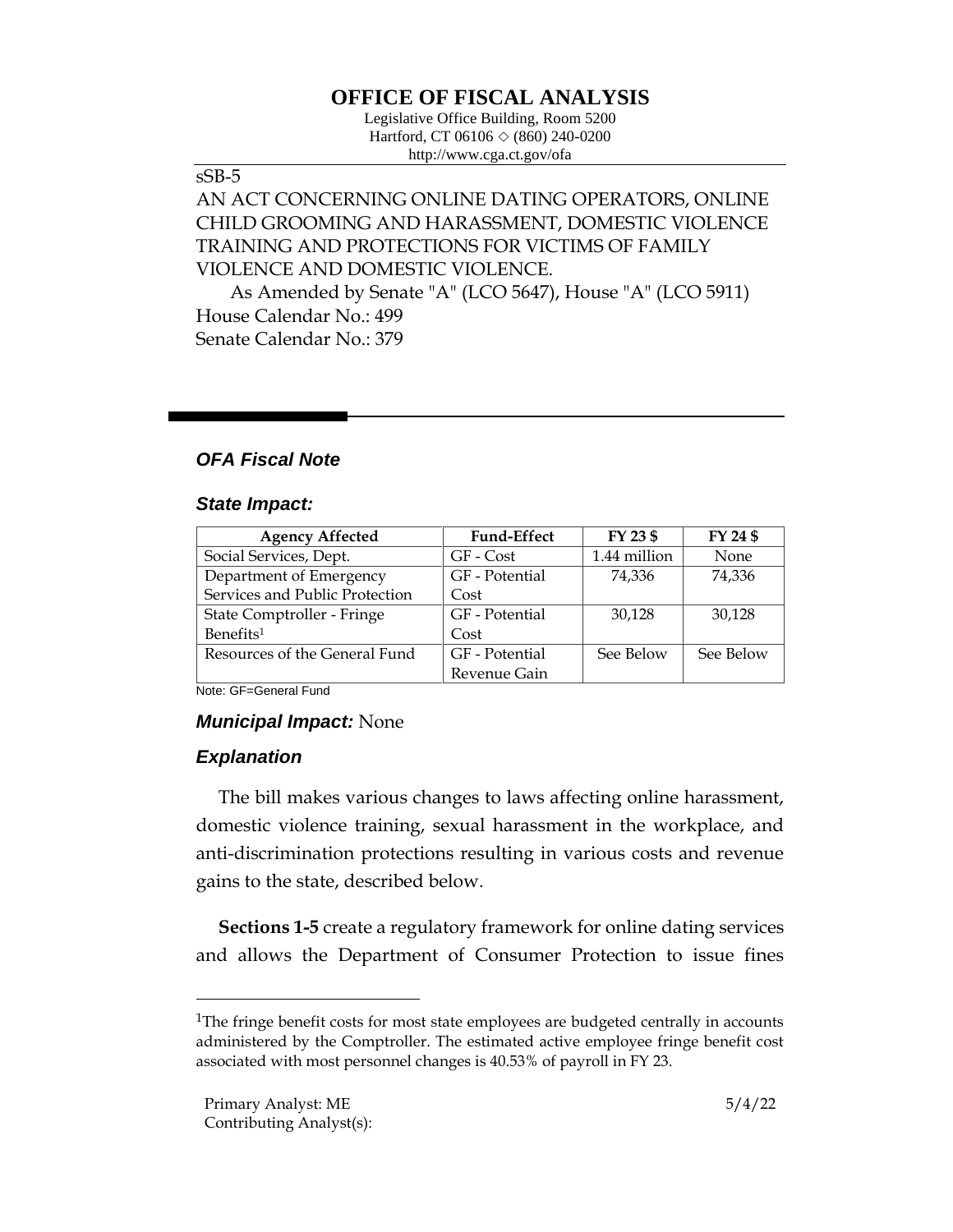# OFFICE OF FISCAL ANALYSIS

Legislative Office Building, Room 5200
Hartford, CT 06106 ◇ (860) 240-0200
http://www.cga.ct.gov/ofa

sSB-5

AN ACT CONCERNING ONLINE DATING OPERATORS, ONLINE CHILD GROOMING AND HARASSMENT, DOMESTIC VIOLENCE TRAINING AND PROTECTIONS FOR VICTIMS OF FAMILY VIOLENCE AND DOMESTIC VIOLENCE.

As Amended by Senate "A" (LCO 5647), House "A" (LCO 5911)

House Calendar No.: 499

Senate Calendar No.: 379

## *OFA Fiscal Note*

### *State Impact:*

| Agency Affected | Fund-Effect | FY 23 $ | FY 24 $ |
|---|---|---|---|
| Social Services, Dept. | GF - Cost | 1.44 million | None |
| Department of Emergency Services and Public Protection | GF - Potential Cost | 74,336 | 74,336 |
| State Comptroller - Fringe Benefits[1] | GF - Potential Cost | 30,128 | 30,128 |
| Resources of the General Fund | GF - Potential Revenue Gain | See Below | See Below |

Note: GF=General Fund

### *Municipal Impact:* None

### *Explanation*

The bill makes various changes to laws affecting online harassment, domestic violence training, sexual harassment in the workplace, and anti-discrimination protections resulting in various costs and revenue gains to the state, described below.

**Sections 1-5** create a regulatory framework for online dating services and allows the Department of Consumer Protection to issue fines

[1]The fringe benefit costs for most state employees are budgeted centrally in accounts administered by the Comptroller. The estimated active employee fringe benefit cost associated with most personnel changes is 40.53% of payroll in FY 23.

Primary Analyst: ME
Contributing Analyst(s):

5/4/22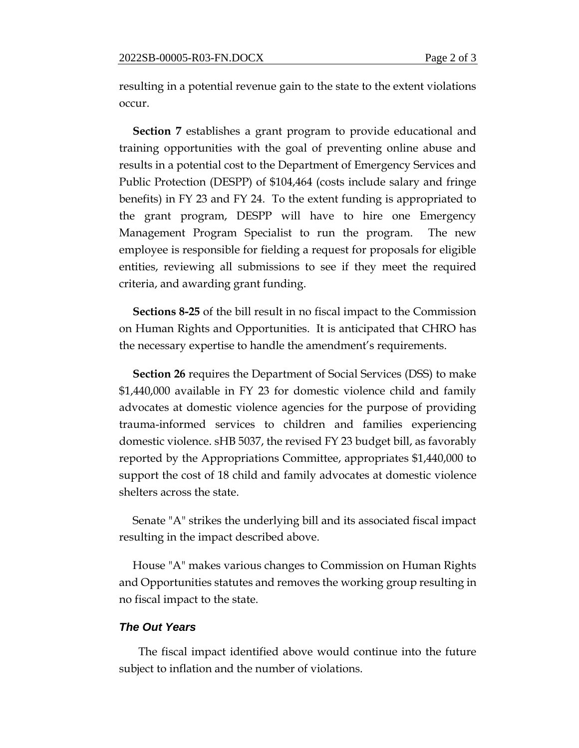resulting in a potential revenue gain to the state to the extent violations occur.

**Section 7** establishes a grant program to provide educational and training opportunities with the goal of preventing online abuse and results in a potential cost to the Department of Emergency Services and Public Protection (DESPP) of $104,464 (costs include salary and fringe benefits) in FY 23 and FY 24. To the extent funding is appropriated to the grant program, DESPP will have to hire one Emergency Management Program Specialist to run the program. The new employee is responsible for fielding a request for proposals for eligible entities, reviewing all submissions to see if they meet the required criteria, and awarding grant funding.

**Sections 8-25** of the bill result in no fiscal impact to the Commission on Human Rights and Opportunities. It is anticipated that CHRO has the necessary expertise to handle the amendment's requirements.

**Section 26** requires the Department of Social Services (DSS) to make $1,440,000 available in FY 23 for domestic violence child and family advocates at domestic violence agencies for the purpose of providing trauma-informed services to children and families experiencing domestic violence. sHB 5037, the revised FY 23 budget bill, as favorably reported by the Appropriations Committee, appropriates $1,440,000 to support the cost of 18 child and family advocates at domestic violence shelters across the state.

Senate "A" strikes the underlying bill and its associated fiscal impact resulting in the impact described above.

House "A" makes various changes to Commission on Human Rights and Opportunities statutes and removes the working group resulting in no fiscal impact to the state.

### *The Out Years*

The fiscal impact identified above would continue into the future subject to inflation and the number of violations.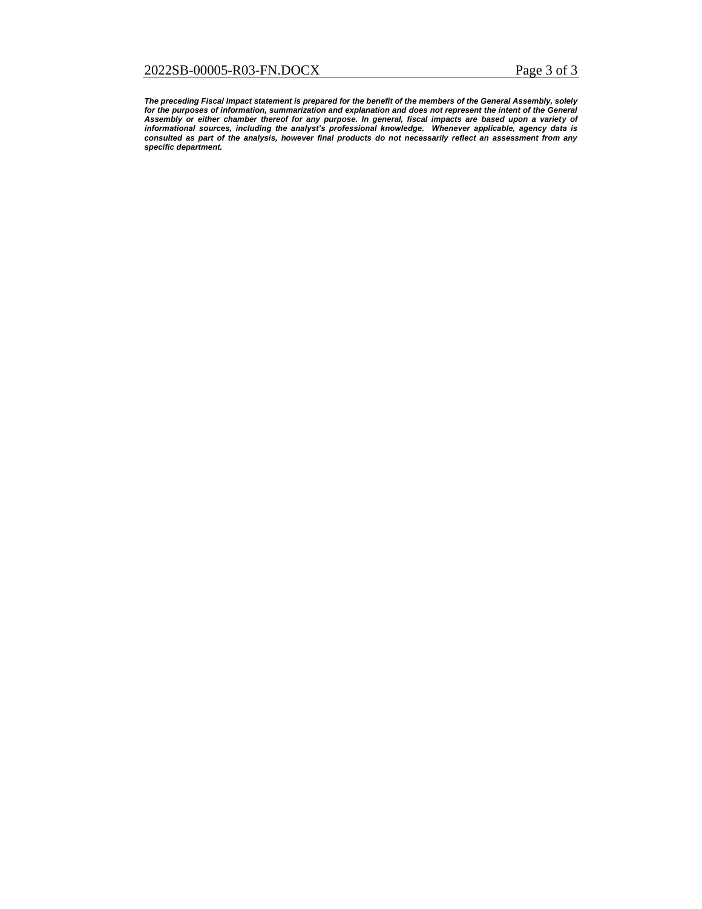***The preceding Fiscal Impact statement is prepared for the benefit of the members of the General Assembly, solely for the purposes of information, summarization and explanation and does not represent the intent of the General Assembly or either chamber thereof for any purpose. In general, fiscal impacts are based upon a variety of informational sources, including the analyst's professional knowledge. Whenever applicable, agency data is consulted as part of the analysis, however final products do not necessarily reflect an assessment from any specific department.***